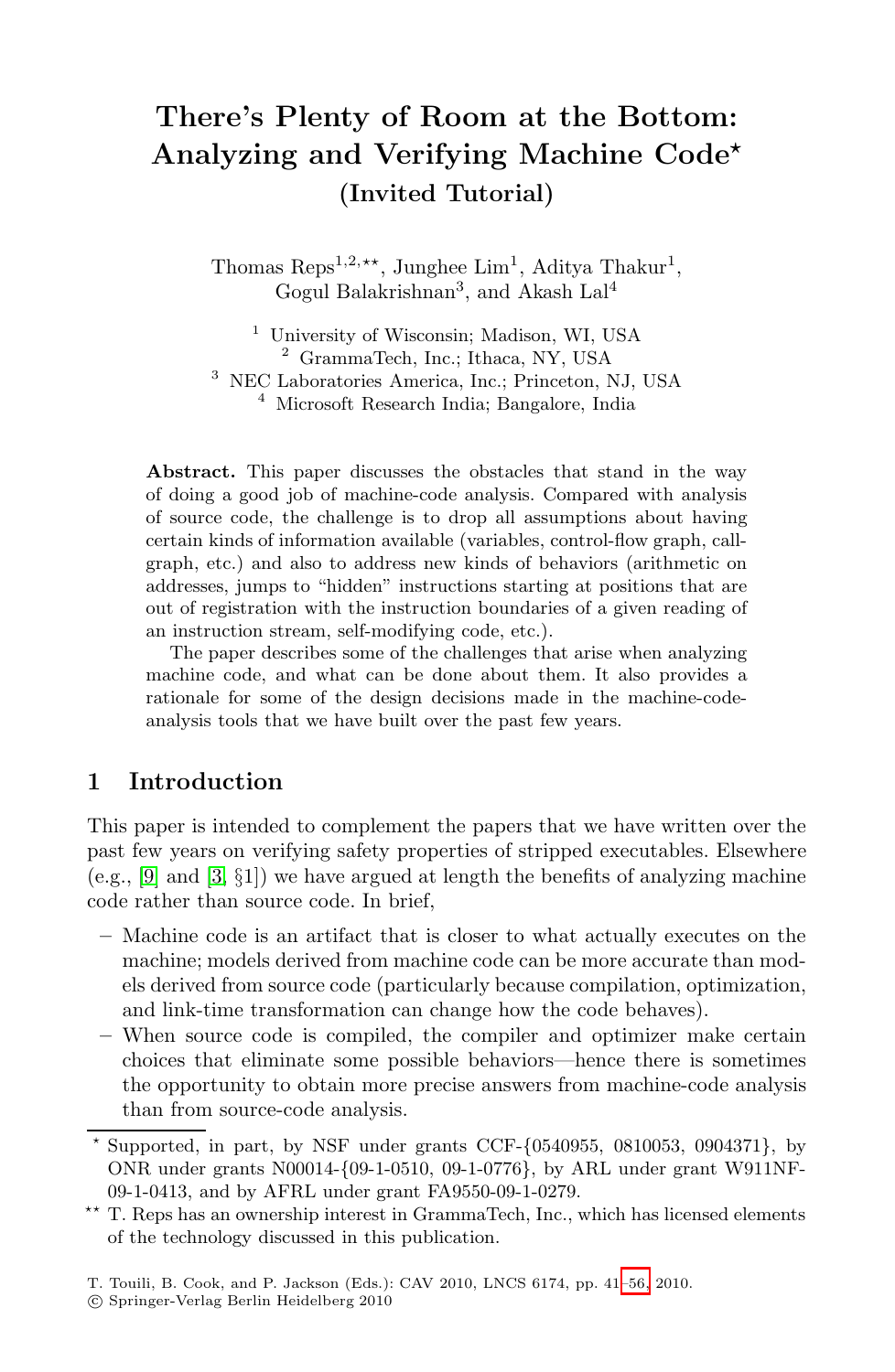# There's Plenty of Room at the Bottom: Analyzing and Verifying Machine Code*

## (Invited Tutorial)

Thomas Reps[1,2,**], Junghee Lim[1], Aditya Thakur[1], Gogul Balakrishnan[3], and Akash Lal[4]

[1] University of Wisconsin; Madison, WI, USA
[2] GrammaTech, Inc.; Ithaca, NY, USA
[3] NEC Laboratories America, Inc.; Princeton, NJ, USA
[4] Microsoft Research India; Bangalore, India

**Abstract.** This paper discusses the obstacles that stand in the way of doing a good job of machine-code analysis. Compared with analysis of source code, the challenge is to drop all assumptions about having certain kinds of information available (variables, control-flow graph, call-graph, etc.) and also to address new kinds of behaviors (arithmetic on addresses, jumps to "hidden" instructions starting at positions that are out of registration with the instruction boundaries of a given reading of an instruction stream, self-modifying code, etc.).

The paper describes some of the challenges that arise when analyzing machine code, and what can be done about them. It also provides a rationale for some of the design decisions made in the machine-code-analysis tools that we have built over the past few years.

## 1 Introduction

This paper is intended to complement the papers that we have written over the past few years on verifying safety properties of stripped executables. Elsewhere (e.g., [9] and [3, §1]) we have argued at length the benefits of analyzing machine code rather than source code. In brief,

- Machine code is an artifact that is closer to what actually executes on the machine; models derived from machine code can be more accurate than models derived from source code (particularly because compilation, optimization, and link-time transformation can change how the code behaves).
- When source code is compiled, the compiler and optimizer make certain choices that eliminate some possible behaviors—hence there is sometimes the opportunity to obtain more precise answers from machine-code analysis than from source-code analysis.

* Supported, in part, by NSF under grants CCF-{0540955, 0810053, 0904371}, by ONR under grants N00014-{09-1-0510, 09-1-0776}, by ARL under grant W911NF-09-1-0413, and by AFRL under grant FA9550-09-1-0279.

** T. Reps has an ownership interest in GrammaTech, Inc., which has licensed elements of the technology discussed in this publication.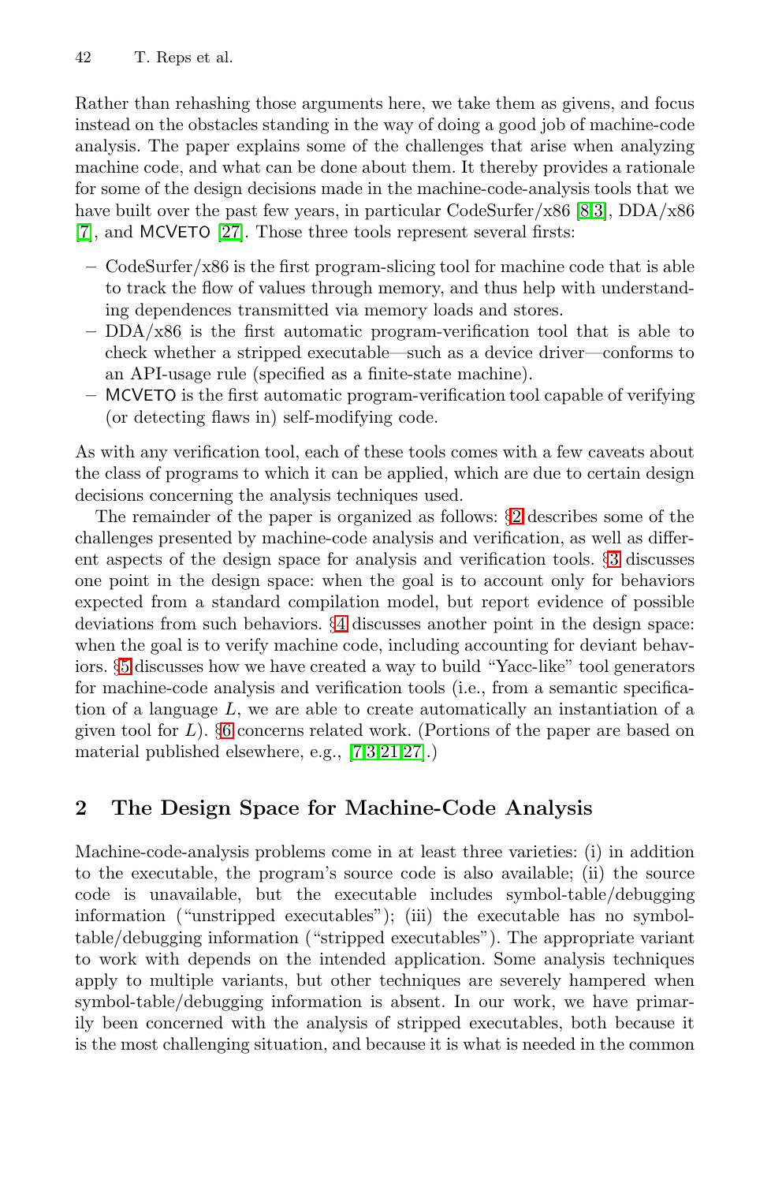Rather than rehashing those arguments here, we take them as givens, and focus instead on the obstacles standing in the way of doing a good job of machine-code analysis. The paper explains some of the challenges that arise when analyzing machine code, and what can be done about them. It thereby provides a rationale for some of the design decisions made in the machine-code-analysis tools that we have built over the past few years, in particular CodeSurfer/x86 [8,3], DDA/x86 [7], and MCVETO [27]. Those three tools represent several firsts:

- CodeSurfer/x86 is the first program-slicing tool for machine code that is able to track the flow of values through memory, and thus help with understanding dependences transmitted via memory loads and stores.
- DDA/x86 is the first automatic program-verification tool that is able to check whether a stripped executable—such as a device driver—conforms to an API-usage rule (specified as a finite-state machine).
- MCVETO is the first automatic program-verification tool capable of verifying (or detecting flaws in) self-modifying code.

As with any verification tool, each of these tools comes with a few caveats about the class of programs to which it can be applied, which are due to certain design decisions concerning the analysis techniques used.

The remainder of the paper is organized as follows: §2 describes some of the challenges presented by machine-code analysis and verification, as well as different aspects of the design space for analysis and verification tools. §3 discusses one point in the design space: when the goal is to account only for behaviors expected from a standard compilation model, but report evidence of possible deviations from such behaviors. §4 discusses another point in the design space: when the goal is to verify machine code, including accounting for deviant behaviors. §5 discusses how we have created a way to build "Yacc-like" tool generators for machine-code analysis and verification tools (i.e., from a semantic specification of a language $L$, we are able to create automatically an instantiation of a given tool for $L$). §6 concerns related work. (Portions of the paper are based on material published elsewhere, e.g., [7,3,21,27].)

## 2 The Design Space for Machine-Code Analysis

Machine-code-analysis problems come in at least three varieties: (i) in addition to the executable, the program's source code is also available; (ii) the source code is unavailable, but the executable includes symbol-table/debugging information ("unstripped executables"); (iii) the executable has no symbol-table/debugging information ("stripped executables"). The appropriate variant to work with depends on the intended application. Some analysis techniques apply to multiple variants, but other techniques are severely hampered when symbol-table/debugging information is absent. In our work, we have primarily been concerned with the analysis of stripped executables, both because it is the most challenging situation, and because it is what is needed in the common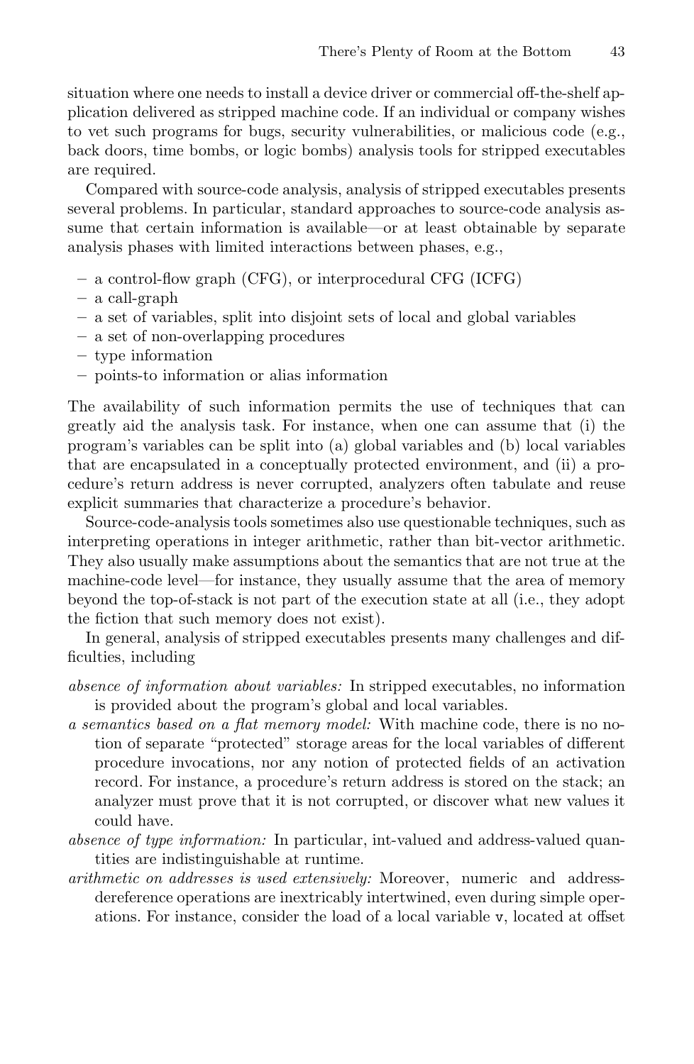situation where one needs to install a device driver or commercial off-the-shelf application delivered as stripped machine code. If an individual or company wishes to vet such programs for bugs, security vulnerabilities, or malicious code (e.g., back doors, time bombs, or logic bombs) analysis tools for stripped executables are required.

Compared with source-code analysis, analysis of stripped executables presents several problems. In particular, standard approaches to source-code analysis assume that certain information is available—or at least obtainable by separate analysis phases with limited interactions between phases, e.g.,

- a control-flow graph (CFG), or interprocedural CFG (ICFG)
- a call-graph
- a set of variables, split into disjoint sets of local and global variables
- a set of non-overlapping procedures
- type information
- points-to information or alias information

The availability of such information permits the use of techniques that can greatly aid the analysis task. For instance, when one can assume that (i) the program's variables can be split into (a) global variables and (b) local variables that are encapsulated in a conceptually protected environment, and (ii) a procedure's return address is never corrupted, analyzers often tabulate and reuse explicit summaries that characterize a procedure's behavior.

Source-code-analysis tools sometimes also use questionable techniques, such as interpreting operations in integer arithmetic, rather than bit-vector arithmetic. They also usually make assumptions about the semantics that are not true at the machine-code level—for instance, they usually assume that the area of memory beyond the top-of-stack is not part of the execution state at all (i.e., they adopt the fiction that such memory does not exist).

In general, analysis of stripped executables presents many challenges and difficulties, including

*absence of information about variables:* In stripped executables, no information is provided about the program's global and local variables.

*a semantics based on a flat memory model:* With machine code, there is no notion of separate "protected" storage areas for the local variables of different procedure invocations, nor any notion of protected fields of an activation record. For instance, a procedure's return address is stored on the stack; an analyzer must prove that it is not corrupted, or discover what new values it could have.

*absence of type information:* In particular, int-valued and address-valued quantities are indistinguishable at runtime.

*arithmetic on addresses is used extensively:* Moreover, numeric and address-dereference operations are inextricably intertwined, even during simple operations. For instance, consider the load of a local variable `v`, located at offset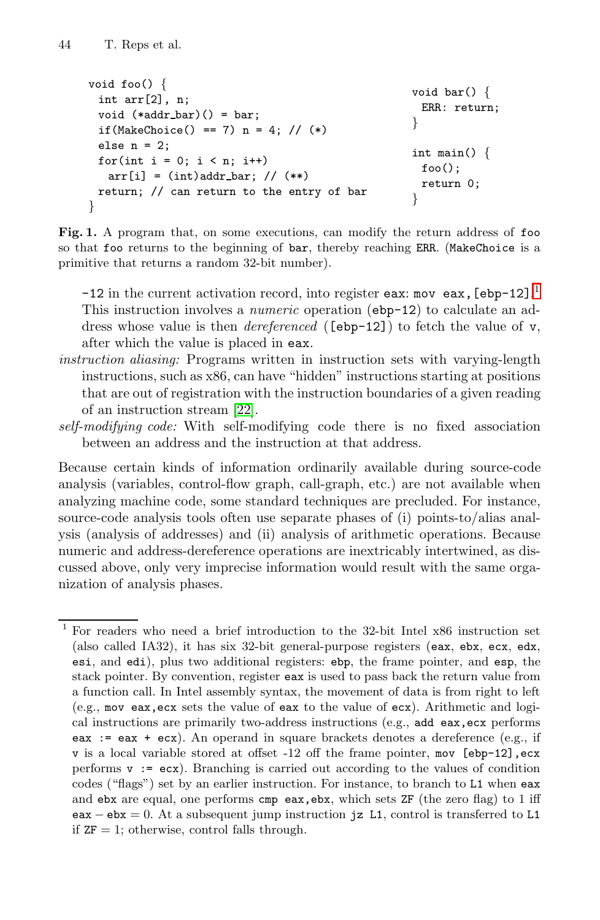```
void foo() {
  int arr[2], n;
  void (*addr_bar)() = bar;
  if(MakeChoice() == 7) n = 4; // (*)
  else n = 2;
  for(int i = 0; i < n; i++)
    arr[i] = (int)addr_bar; // (**)
  return; // can return to the entry of bar
}
```

```
void bar() {
  ERR: return;
}

int main() {
  foo();
  return 0;
}
```

**Fig. 1.** A program that, on some executions, can modify the return address of `foo` so that `foo` returns to the beginning of `bar`, thereby reaching `ERR`. (`MakeChoice` is a primitive that returns a random 32-bit number).

`-12` in the current activation record, into register `eax`: `mov eax,[ebp-12]`.[1] This instruction involves a *numeric* operation (`ebp-12`) to calculate an address whose value is then *dereferenced* (`[ebp-12]`) to fetch the value of `v`, after which the value is placed in `eax`.

*instruction aliasing:* Programs written in instruction sets with varying-length instructions, such as x86, can have "hidden" instructions starting at positions that are out of registration with the instruction boundaries of a given reading of an instruction stream [22].

*self-modifying code:* With self-modifying code there is no fixed association between an address and the instruction at that address.

Because certain kinds of information ordinarily available during source-code analysis (variables, control-flow graph, call-graph, etc.) are not available when analyzing machine code, some standard techniques are precluded. For instance, source-code analysis tools often use separate phases of (i) points-to/alias analysis (analysis of addresses) and (ii) analysis of arithmetic operations. Because numeric and address-dereference operations are inextricably intertwined, as discussed above, only very imprecise information would result with the same organization of analysis phases.

---

[1] For readers who need a brief introduction to the 32-bit Intel x86 instruction set (also called IA32), it has six 32-bit general-purpose registers (`eax`, `ebx`, `ecx`, `edx`, `esi`, and `edi`), plus two additional registers: `ebp`, the frame pointer, and `esp`, the stack pointer. By convention, register `eax` is used to pass back the return value from a function call. In Intel assembly syntax, the movement of data is from right to left (e.g., `mov eax,ecx` sets the value of `eax` to the value of `ecx`). Arithmetic and logical instructions are primarily two-address instructions (e.g., `add eax,ecx` performs `eax := eax + ecx`). An operand in square brackets denotes a dereference (e.g., if `v` is a local variable stored at offset -12 off the frame pointer, `mov [ebp-12],ecx` performs `v := ecx`). Branching is carried out according to the values of condition codes ("flags") set by an earlier instruction. For instance, to branch to `L1` when `eax` and `ebx` are equal, one performs `cmp eax,ebx`, which sets `ZF` (the zero flag) to 1 iff $\texttt{eax} - \texttt{ebx} = 0$. At a subsequent jump instruction `jz L1`, control is transferred to `L1` if $\texttt{ZF} = 1$; otherwise, control falls through.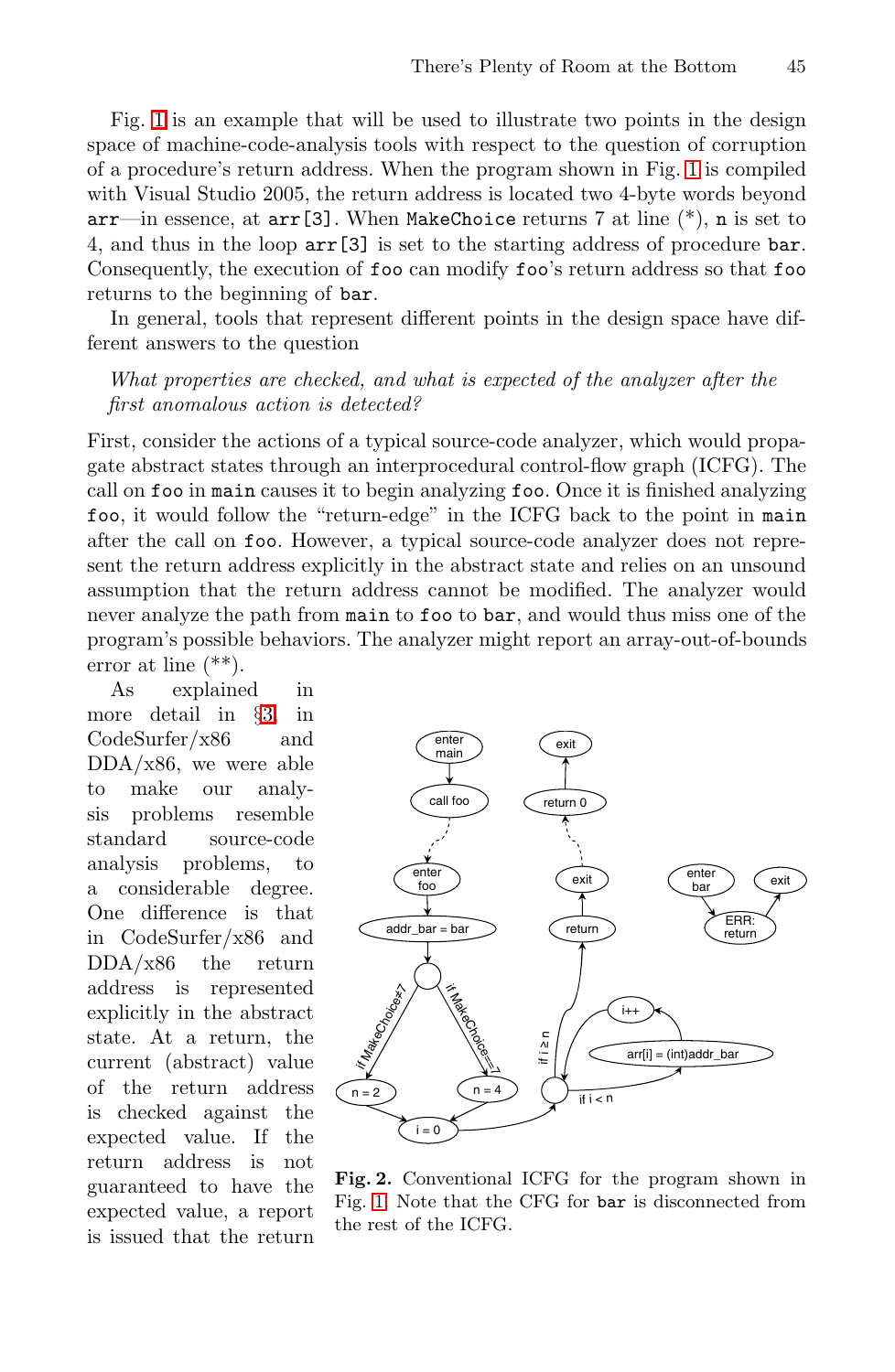Fig. 1 is an example that will be used to illustrate two points in the design space of machine-code-analysis tools with respect to the question of corruption of a procedure's return address. When the program shown in Fig. 1 is compiled with Visual Studio 2005, the return address is located two 4-byte words beyond `arr`—in essence, at `arr[3]`. When `MakeChoice` returns 7 at line (*), `n` is set to 4, and thus in the loop `arr[3]` is set to the starting address of procedure `bar`. Consequently, the execution of `foo` can modify `foo`'s return address so that `foo` returns to the beginning of `bar`.

In general, tools that represent different points in the design space have different answers to the question

*What properties are checked, and what is expected of the analyzer after the first anomalous action is detected?*

First, consider the actions of a typical source-code analyzer, which would propagate abstract states through an interprocedural control-flow graph (ICFG). The call on `foo` in `main` causes it to begin analyzing `foo`. Once it is finished analyzing `foo`, it would follow the "return-edge" in the ICFG back to the point in `main` after the call on `foo`. However, a typical source-code analyzer does not represent the return address explicitly in the abstract state and relies on an unsound assumption that the return address cannot be modified. The analyzer would never analyze the path from `main` to `foo` to `bar`, and would thus miss one of the program's possible behaviors. The analyzer might report an array-out-of-bounds error at line (**).

As explained in more detail in §3, in CodeSurfer/x86 and DDA/x86, we were able to make our analysis problems resemble standard source-code analysis problems, to a considerable degree. One difference is that in CodeSurfer/x86 and DDA/x86 the return address is represented explicitly in the abstract state. At a return, the current (abstract) value of the return address is checked against the expected value. If the return address is not guaranteed to have the expected value, a report is issued that the return

**Fig. 2.** Conventional ICFG for the program shown in Fig. 1. Note that the CFG for `bar` is disconnected from the rest of the ICFG.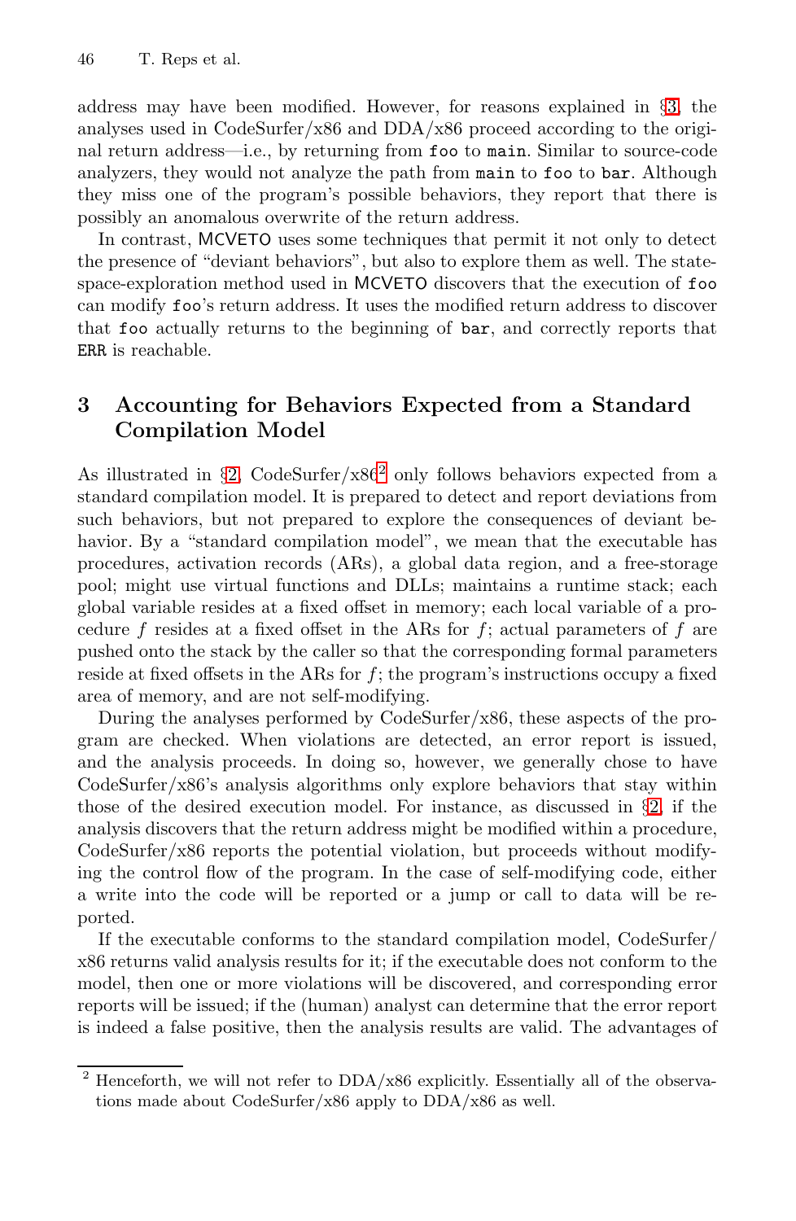address may have been modified. However, for reasons explained in §3, the analyses used in CodeSurfer/x86 and DDA/x86 proceed according to the original return address—i.e., by returning from `foo` to `main`. Similar to source-code analyzers, they would not analyze the path from `main` to `foo` to `bar`. Although they miss one of the program's possible behaviors, they report that there is possibly an anomalous overwrite of the return address.

In contrast, MCVETO uses some techniques that permit it not only to detect the presence of "deviant behaviors", but also to explore them as well. The state-space-exploration method used in MCVETO discovers that the execution of `foo` can modify `foo`'s return address. It uses the modified return address to discover that `foo` actually returns to the beginning of `bar`, and correctly reports that `ERR` is reachable.

## 3 Accounting for Behaviors Expected from a Standard Compilation Model

As illustrated in §2, CodeSurfer/x86[2] only follows behaviors expected from a standard compilation model. It is prepared to detect and report deviations from such behaviors, but not prepared to explore the consequences of deviant behavior. By a "standard compilation model", we mean that the executable has procedures, activation records (ARs), a global data region, and a free-storage pool; might use virtual functions and DLLs; maintains a runtime stack; each global variable resides at a fixed offset in memory; each local variable of a procedure $f$ resides at a fixed offset in the ARs for $f$; actual parameters of $f$ are pushed onto the stack by the caller so that the corresponding formal parameters reside at fixed offsets in the ARs for $f$; the program's instructions occupy a fixed area of memory, and are not self-modifying.

During the analyses performed by CodeSurfer/x86, these aspects of the program are checked. When violations are detected, an error report is issued, and the analysis proceeds. In doing so, however, we generally chose to have CodeSurfer/x86's analysis algorithms only explore behaviors that stay within those of the desired execution model. For instance, as discussed in §2, if the analysis discovers that the return address might be modified within a procedure, CodeSurfer/x86 reports the potential violation, but proceeds without modifying the control flow of the program. In the case of self-modifying code, either a write into the code will be reported or a jump or call to data will be reported.

If the executable conforms to the standard compilation model, CodeSurfer/x86 returns valid analysis results for it; if the executable does not conform to the model, then one or more violations will be discovered, and corresponding error reports will be issued; if the (human) analyst can determine that the error report is indeed a false positive, then the analysis results are valid. The advantages of

[2] Henceforth, we will not refer to DDA/x86 explicitly. Essentially all of the observations made about CodeSurfer/x86 apply to DDA/x86 as well.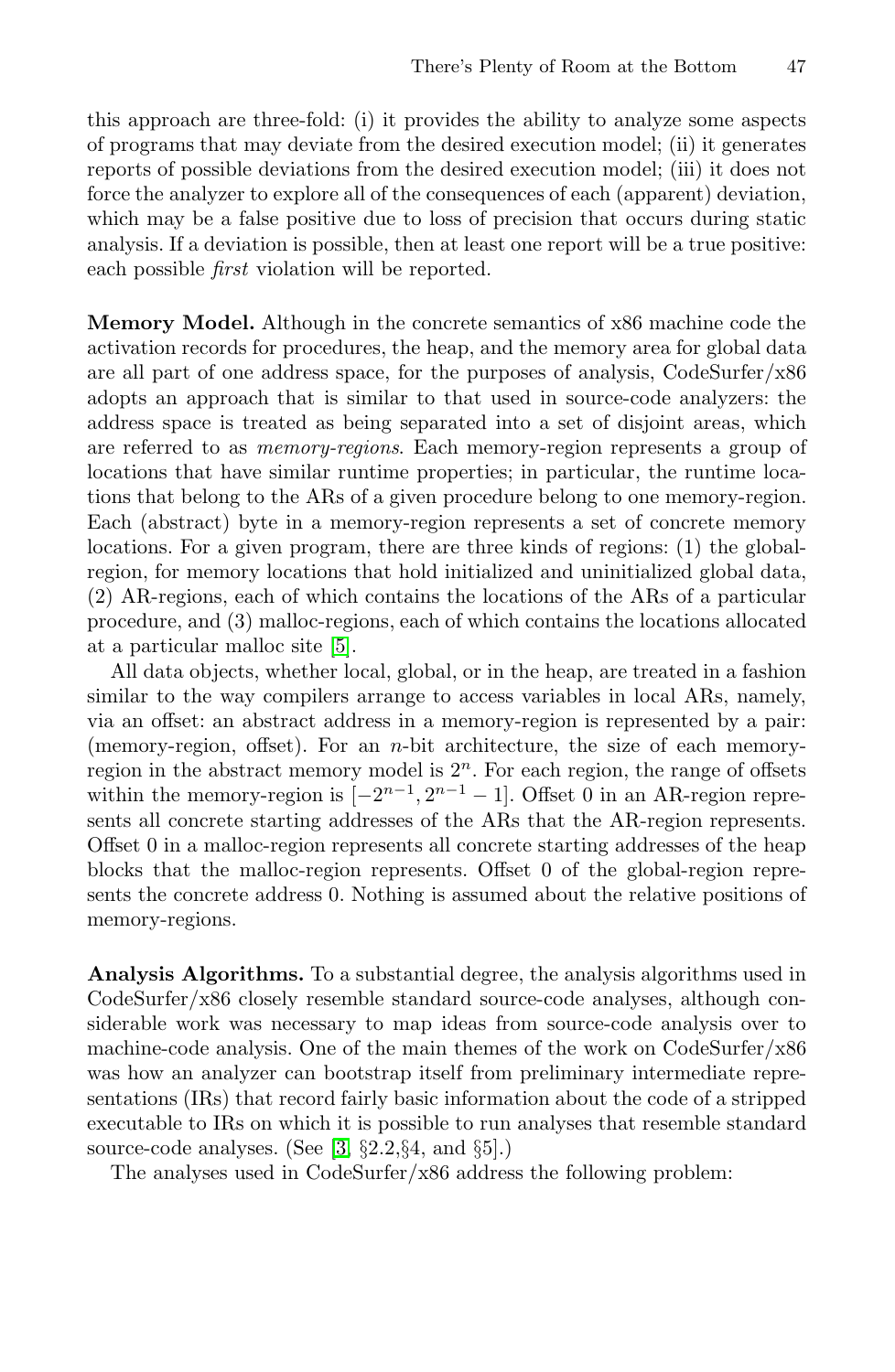this approach are three-fold: (i) it provides the ability to analyze some aspects of programs that may deviate from the desired execution model; (ii) it generates reports of possible deviations from the desired execution model; (iii) it does not force the analyzer to explore all of the consequences of each (apparent) deviation, which may be a false positive due to loss of precision that occurs during static analysis. If a deviation is possible, then at least one report will be a true positive: each possible *first* violation will be reported.

**Memory Model.** Although in the concrete semantics of x86 machine code the activation records for procedures, the heap, and the memory area for global data are all part of one address space, for the purposes of analysis, CodeSurfer/x86 adopts an approach that is similar to that used in source-code analyzers: the address space is treated as being separated into a set of disjoint areas, which are referred to as *memory-regions*. Each memory-region represents a group of locations that have similar runtime properties; in particular, the runtime locations that belong to the ARs of a given procedure belong to one memory-region. Each (abstract) byte in a memory-region represents a set of concrete memory locations. For a given program, there are three kinds of regions: (1) the global-region, for memory locations that hold initialized and uninitialized global data, (2) AR-regions, each of which contains the locations of the ARs of a particular procedure, and (3) malloc-regions, each of which contains the locations allocated at a particular malloc site [5].

All data objects, whether local, global, or in the heap, are treated in a fashion similar to the way compilers arrange to access variables in local ARs, namely, via an offset: an abstract address in a memory-region is represented by a pair: (memory-region, offset). For an $n$-bit architecture, the size of each memory-region in the abstract memory model is $2^n$. For each region, the range of offsets within the memory-region is $[-2^{n-1}, 2^{n-1}-1]$. Offset 0 in an AR-region represents all concrete starting addresses of the ARs that the AR-region represents. Offset 0 in a malloc-region represents all concrete starting addresses of the heap blocks that the malloc-region represents. Offset 0 of the global-region represents the concrete address 0. Nothing is assumed about the relative positions of memory-regions.

**Analysis Algorithms.** To a substantial degree, the analysis algorithms used in CodeSurfer/x86 closely resemble standard source-code analyses, although considerable work was necessary to map ideas from source-code analysis over to machine-code analysis. One of the main themes of the work on CodeSurfer/x86 was how an analyzer can bootstrap itself from preliminary intermediate representations (IRs) that record fairly basic information about the code of a stripped executable to IRs on which it is possible to run analyses that resemble standard source-code analyses. (See [3, §2.2,§4, and §5].)

The analyses used in CodeSurfer/x86 address the following problem: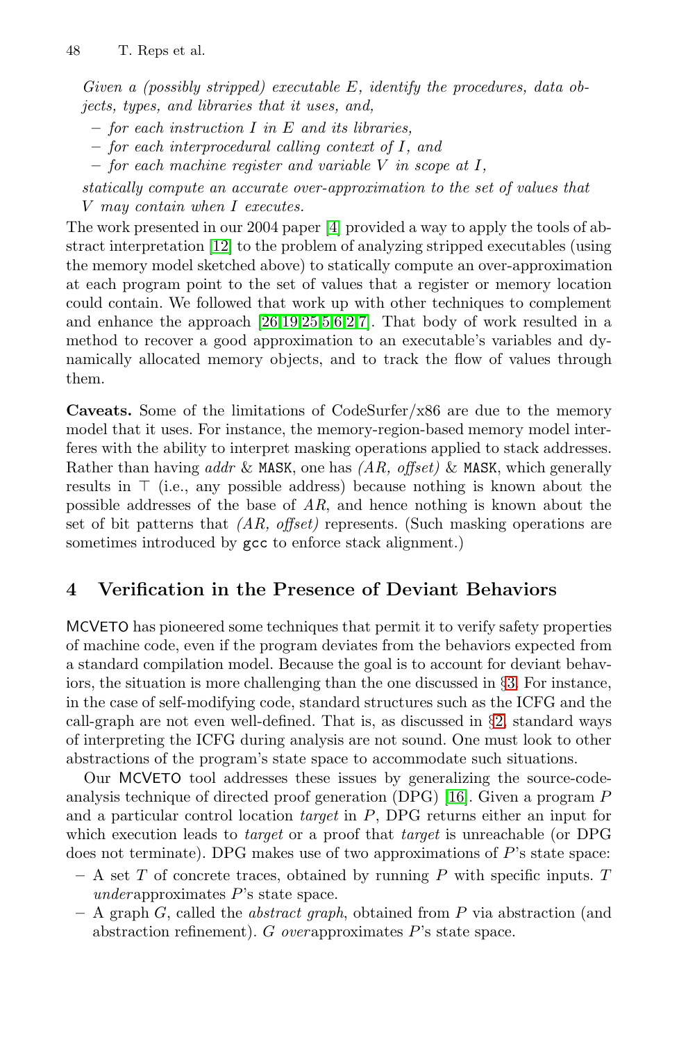*Given a (possibly stripped) executable $E$, identify the procedures, data objects, types, and libraries that it uses, and,*

- *for each instruction $I$ in $E$ and its libraries,*
- *for each interprocedural calling context of $I$, and*
- *for each machine register and variable $V$ in scope at $I$,*

*statically compute an accurate over-approximation to the set of values that $V$ may contain when $I$ executes.*

The work presented in our 2004 paper [4] provided a way to apply the tools of abstract interpretation [12] to the problem of analyzing stripped executables (using the memory model sketched above) to statically compute an over-approximation at each program point to the set of values that a register or memory location could contain. We followed that work up with other techniques to complement and enhance the approach [26,19,25,5,6,2,7]. That body of work resulted in a method to recover a good approximation to an executable's variables and dynamically allocated memory objects, and to track the flow of values through them.

**Caveats.** Some of the limitations of CodeSurfer/x86 are due to the memory model that it uses. For instance, the memory-region-based memory model interferes with the ability to interpret masking operations applied to stack addresses. Rather than having *addr* & `MASK`, one has *(AR, offset)* & `MASK`, which generally results in $\top$ (i.e., any possible address) because nothing is known about the possible addresses of the base of *AR*, and hence nothing is known about the set of bit patterns that *(AR, offset)* represents. (Such masking operations are sometimes introduced by `gcc` to enforce stack alignment.)

## 4 Verification in the Presence of Deviant Behaviors

MCVETO has pioneered some techniques that permit it to verify safety properties of machine code, even if the program deviates from the behaviors expected from a standard compilation model. Because the goal is to account for deviant behaviors, the situation is more challenging than the one discussed in §3. For instance, in the case of self-modifying code, standard structures such as the ICFG and the call-graph are not even well-defined. That is, as discussed in §2, standard ways of interpreting the ICFG during analysis are not sound. One must look to other abstractions of the program's state space to accommodate such situations.

Our MCVETO tool addresses these issues by generalizing the source-code-analysis technique of directed proof generation (DPG) [16]. Given a program $P$ and a particular control location *target* in $P$, DPG returns either an input for which execution leads to *target* or a proof that *target* is unreachable (or DPG does not terminate). DPG makes use of two approximations of $P$'s state space:

- A set $T$ of concrete traces, obtained by running $P$ with specific inputs. $T$ *under*approximates $P$'s state space.
- A graph $G$, called the *abstract graph*, obtained from $P$ via abstraction (and abstraction refinement). $G$ *over*approximates $P$'s state space.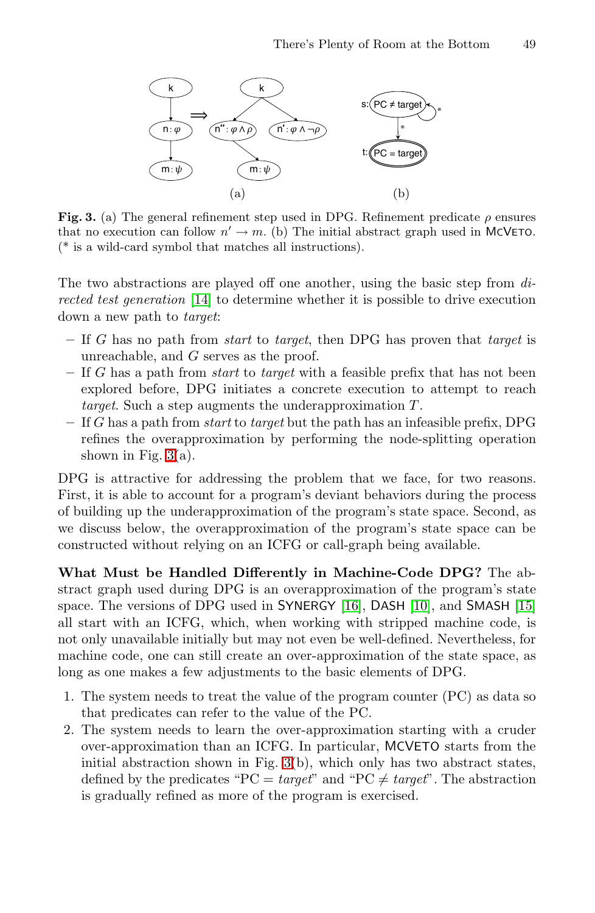k

n : $\varphi$

m : $\psi$

$\Longrightarrow$

k

n'' : $\varphi \wedge \rho$

n' : $\varphi \wedge \neg\rho$

m : $\psi$

(a)

s: PC ≠ target

*

*

t: PC = target

(b)

**Fig. 3.** (a) The general refinement step used in DPG. Refinement predicate $\rho$ ensures that no execution can follow $n' \rightarrow m$. (b) The initial abstract graph used in McVeto. (* is a wild-card symbol that matches all instructions).

The two abstractions are played off one another, using the basic step from *directed test generation* [14] to determine whether it is possible to drive execution down a new path to *target*:

- If $G$ has no path from *start* to *target*, then DPG has proven that *target* is unreachable, and $G$ serves as the proof.
- If $G$ has a path from *start* to *target* with a feasible prefix that has not been explored before, DPG initiates a concrete execution to attempt to reach *target*. Such a step augments the underapproximation $T$.
- If $G$ has a path from *start* to *target* but the path has an infeasible prefix, DPG refines the overapproximation by performing the node-splitting operation shown in Fig. 3(a).

DPG is attractive for addressing the problem that we face, for two reasons. First, it is able to account for a program's deviant behaviors during the process of building up the underapproximation of the program's state space. Second, as we discuss below, the overapproximation of the program's state space can be constructed without relying on an ICFG or call-graph being available.

**What Must be Handled Differently in Machine-Code DPG?** The abstract graph used during DPG is an overapproximation of the program's state space. The versions of DPG used in SYNERGY [16], DASH [10], and SMASH [15] all start with an ICFG, which, when working with stripped machine code, is not only unavailable initially but may not even be well-defined. Nevertheless, for machine code, one can still create an over-approximation of the state space, as long as one makes a few adjustments to the basic elements of DPG.

1. The system needs to treat the value of the program counter (PC) as data so that predicates can refer to the value of the PC.
2. The system needs to learn the over-approximation starting with a cruder over-approximation than an ICFG. In particular, MCVETO starts from the initial abstraction shown in Fig. 3(b), which only has two abstract states, defined by the predicates "PC $=$ *target*" and "PC $\neq$ *target*". The abstraction is gradually refined as more of the program is exercised.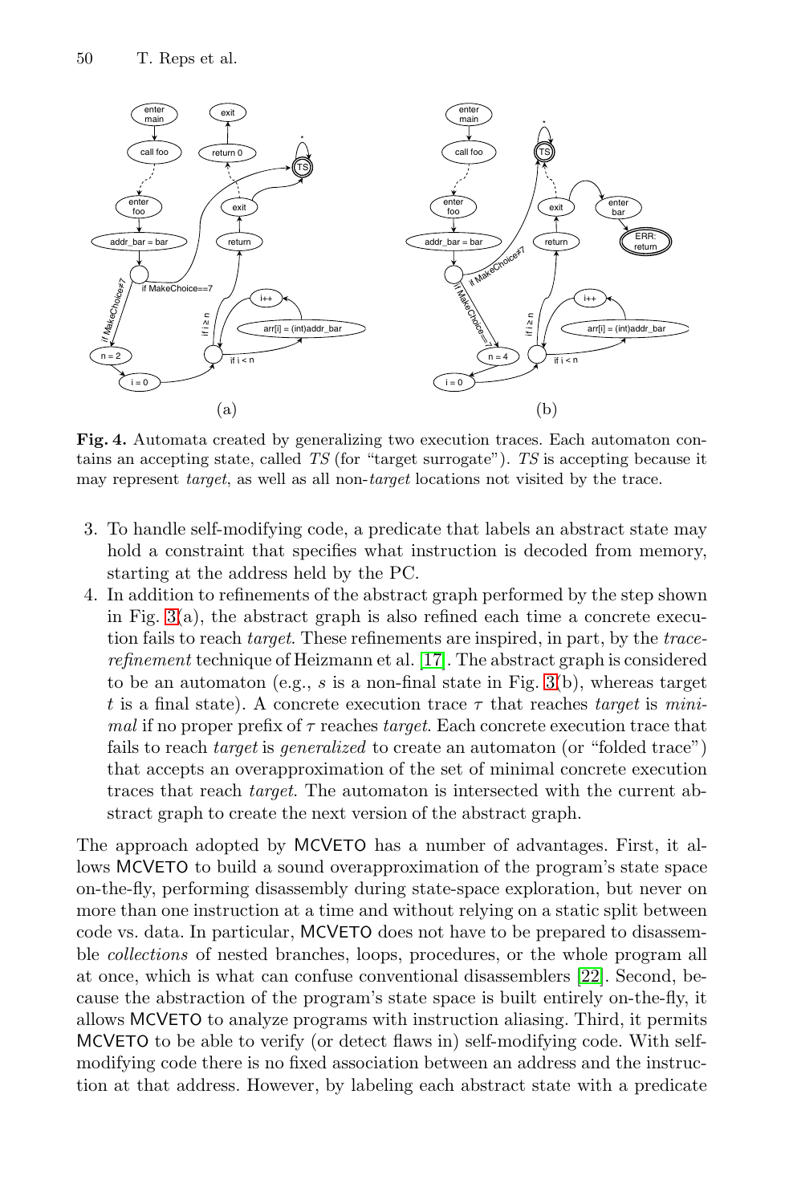**Fig. 4.** Automata created by generalizing two execution traces. Each automaton contains an accepting state, called *TS* (for "target surrogate"). *TS* is accepting because it may represent *target*, as well as all non-*target* locations not visited by the trace.

3. To handle self-modifying code, a predicate that labels an abstract state may hold a constraint that specifies what instruction is decoded from memory, starting at the address held by the PC.
4. In addition to refinements of the abstract graph performed by the step shown in Fig. 3(a), the abstract graph is also refined each time a concrete execution fails to reach *target*. These refinements are inspired, in part, by the *trace-refinement* technique of Heizmann et al. [17]. The abstract graph is considered to be an automaton (e.g., $s$ is a non-final state in Fig. 3(b), whereas target $t$ is a final state). A concrete execution trace $\tau$ that reaches *target* is *minimal* if no proper prefix of $\tau$ reaches *target*. Each concrete execution trace that fails to reach *target* is *generalized* to create an automaton (or "folded trace") that accepts an overapproximation of the set of minimal concrete execution traces that reach *target*. The automaton is intersected with the current abstract graph to create the next version of the abstract graph.

The approach adopted by MCVETO has a number of advantages. First, it allows MCVETO to build a sound overapproximation of the program's state space on-the-fly, performing disassembly during state-space exploration, but never on more than one instruction at a time and without relying on a static split between code vs. data. In particular, MCVETO does not have to be prepared to disassemble *collections* of nested branches, loops, procedures, or the whole program all at once, which is what can confuse conventional disassemblers [22]. Second, because the abstraction of the program's state space is built entirely on-the-fly, it allows MCVETO to analyze programs with instruction aliasing. Third, it permits MCVETO to be able to verify (or detect flaws in) self-modifying code. With self-modifying code there is no fixed association between an address and the instruction at that address. However, by labeling each abstract state with a predicate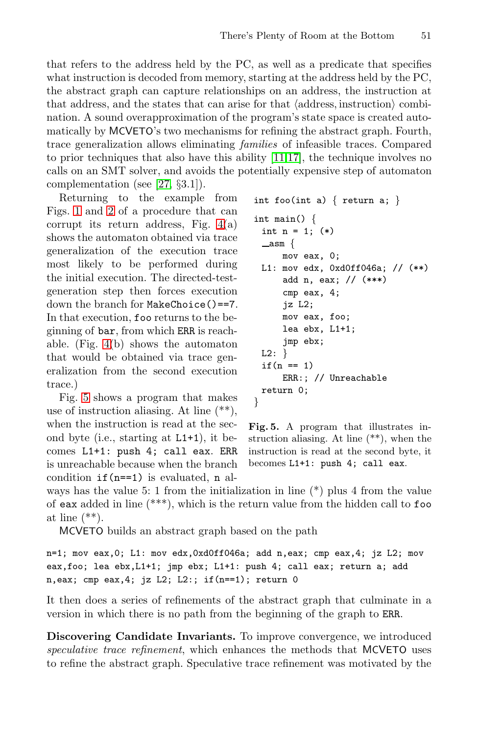that refers to the address held by the PC, as well as a predicate that specifies what instruction is decoded from memory, starting at the address held by the PC, the abstract graph can capture relationships on an address, the instruction at that address, and the states that can arise for that ⟨address, instruction⟩ combination. A sound overapproximation of the program's state space is created automatically by MCVETO's two mechanisms for refining the abstract graph. Fourth, trace generalization allows eliminating *families* of infeasible traces. Compared to prior techniques that also have this ability [11,17], the technique involves no calls on an SMT solver, and avoids the potentially expensive step of automaton complementation (see [27, §3.1]).

Returning to the example from Figs. 1 and 2 of a procedure that can corrupt its return address, Fig. 4(a) shows the automaton obtained via trace generalization of the execution trace most likely to be performed during the initial execution. The directed-test-generation step then forces execution down the branch for `MakeChoice()==7`. In that execution, `foo` returns to the beginning of `bar`, from which `ERR` is reachable. (Fig. 4(b) shows the automaton that would be obtained via trace generalization from the second execution trace.)

```
int foo(int a) { return a; }

int main() {
  int n = 1; (*)
  _asm {
       mov eax, 0;
  L1:  mov edx, 0xd0ff046a; // (**)
       add n, eax; // (***)
       cmp eax, 4;
       jz L2;
       mov eax, foo;
       lea ebx, L1+1;
       jmp ebx;
  L2: }
  if(n == 1)
       ERR:; // Unreachable
  return 0;
}
```

**Fig. 5.** A program that illustrates instruction aliasing. At line (**), when the instruction is read at the second byte, it becomes `L1+1: push 4; call eax`.

Fig. 5 shows a program that makes use of instruction aliasing. At line (**), when the instruction is read at the second byte (i.e., starting at `L1+1`), it becomes `L1+1: push 4; call eax`. `ERR` is unreachable because when the branch condition `if(n==1)` is evaluated, `n` always has the value 5: 1 from the initialization in line (*) plus 4 from the value of `eax` added in line (***), which is the return value from the hidden call to `foo` at line (**).

MCVETO builds an abstract graph based on the path

```
n=1; mov eax,0; L1: mov edx,0xd0ff046a; add n,eax; cmp eax,4; jz L2; mov
eax,foo; lea ebx,L1+1; jmp ebx; L1+1: push 4; call eax; return a; add
n,eax; cmp eax,4; jz L2; L2:; if(n==1); return 0
```

It then does a series of refinements of the abstract graph that culminate in a version in which there is no path from the beginning of the graph to `ERR`.

**Discovering Candidate Invariants.** To improve convergence, we introduced *speculative trace refinement*, which enhances the methods that MCVETO uses to refine the abstract graph. Speculative trace refinement was motivated by the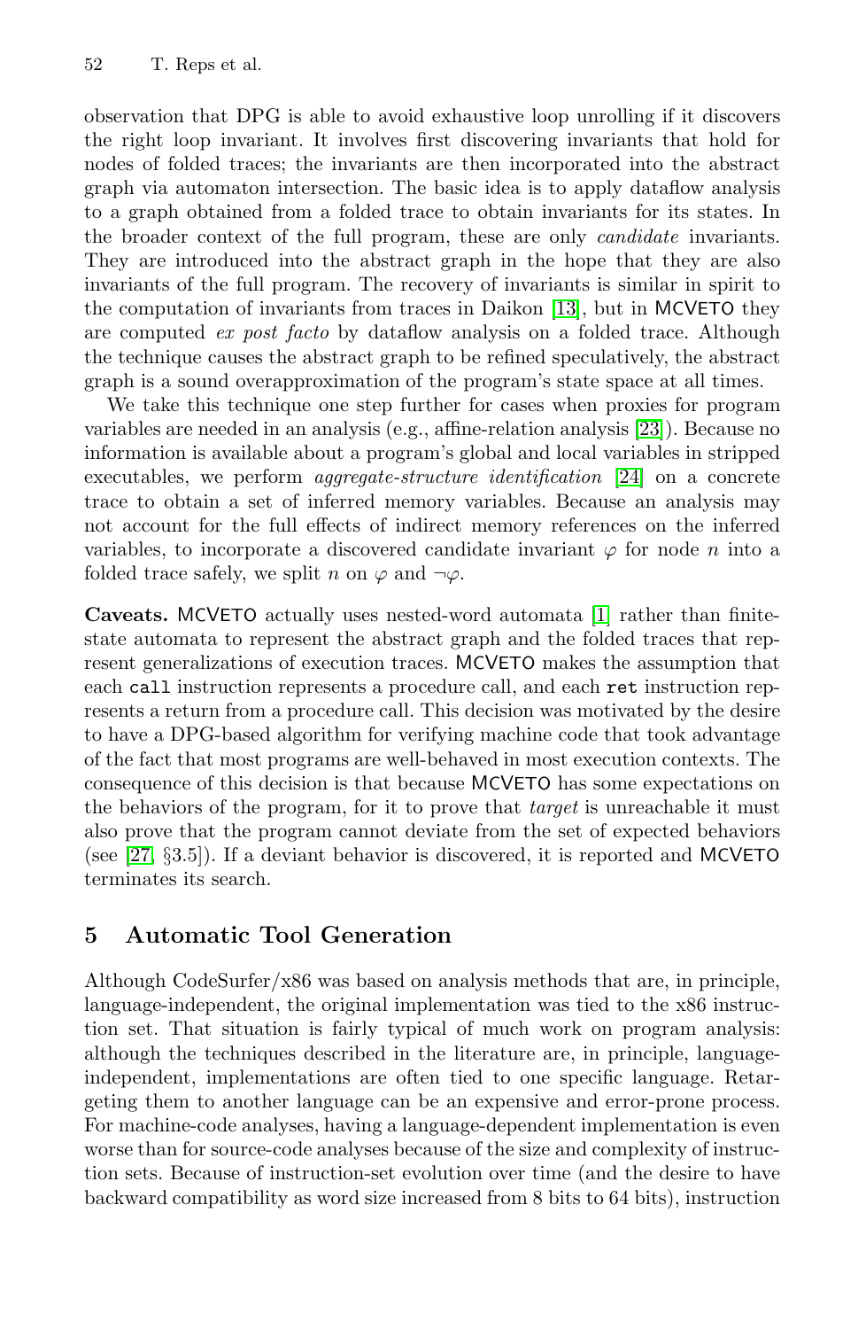observation that DPG is able to avoid exhaustive loop unrolling if it discovers the right loop invariant. It involves first discovering invariants that hold for nodes of folded traces; the invariants are then incorporated into the abstract graph via automaton intersection. The basic idea is to apply dataflow analysis to a graph obtained from a folded trace to obtain invariants for its states. In the broader context of the full program, these are only *candidate* invariants. They are introduced into the abstract graph in the hope that they are also invariants of the full program. The recovery of invariants is similar in spirit to the computation of invariants from traces in Daikon [13], but in MCVETO they are computed *ex post facto* by dataflow analysis on a folded trace. Although the technique causes the abstract graph to be refined speculatively, the abstract graph is a sound overapproximation of the program's state space at all times.

We take this technique one step further for cases when proxies for program variables are needed in an analysis (e.g., affine-relation analysis [23]). Because no information is available about a program's global and local variables in stripped executables, we perform *aggregate-structure identification* [24] on a concrete trace to obtain a set of inferred memory variables. Because an analysis may not account for the full effects of indirect memory references on the inferred variables, to incorporate a discovered candidate invariant $\varphi$ for node $n$ into a folded trace safely, we split $n$ on $\varphi$ and $\neg\varphi$.

**Caveats.** MCVETO actually uses nested-word automata [1] rather than finite-state automata to represent the abstract graph and the folded traces that represent generalizations of execution traces. MCVETO makes the assumption that each `call` instruction represents a procedure call, and each `ret` instruction represents a return from a procedure call. This decision was motivated by the desire to have a DPG-based algorithm for verifying machine code that took advantage of the fact that most programs are well-behaved in most execution contexts. The consequence of this decision is that because MCVETO has some expectations on the behaviors of the program, for it to prove that *target* is unreachable it must also prove that the program cannot deviate from the set of expected behaviors (see [27, §3.5]). If a deviant behavior is discovered, it is reported and MCVETO terminates its search.

## 5 Automatic Tool Generation

Although CodeSurfer/x86 was based on analysis methods that are, in principle, language-independent, the original implementation was tied to the x86 instruction set. That situation is fairly typical of much work on program analysis: although the techniques described in the literature are, in principle, language-independent, implementations are often tied to one specific language. Retargeting them to another language can be an expensive and error-prone process. For machine-code analyses, having a language-dependent implementation is even worse than for source-code analyses because of the size and complexity of instruction sets. Because of instruction-set evolution over time (and the desire to have backward compatibility as word size increased from 8 bits to 64 bits), instruction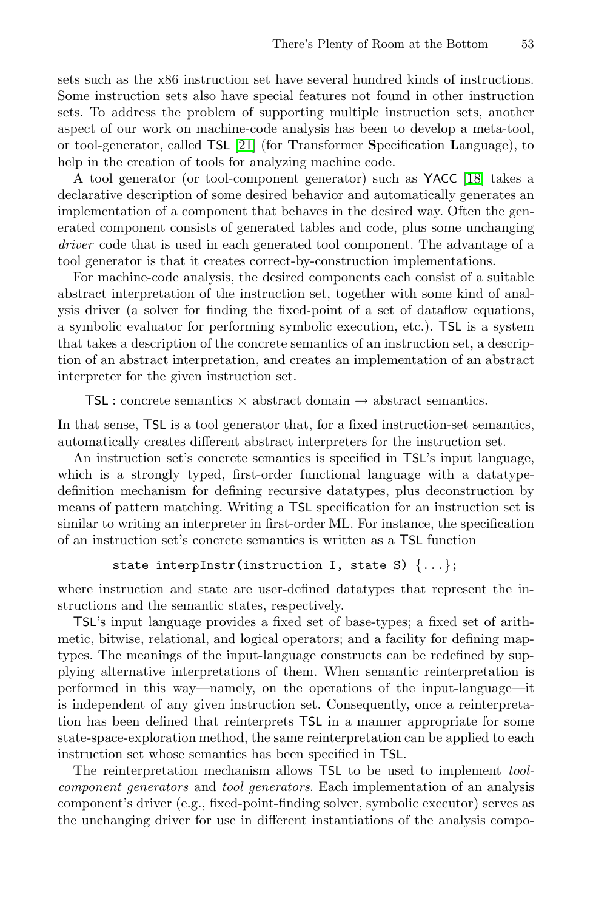sets such as the x86 instruction set have several hundred kinds of instructions. Some instruction sets also have special features not found in other instruction sets. To address the problem of supporting multiple instruction sets, another aspect of our work on machine-code analysis has been to develop a meta-tool, or tool-generator, called TSL [21] (for **T**ransformer **S**pecification **L**anguage), to help in the creation of tools for analyzing machine code.

A tool generator (or tool-component generator) such as YACC [18] takes a declarative description of some desired behavior and automatically generates an implementation of a component that behaves in the desired way. Often the generated component consists of generated tables and code, plus some unchanging *driver* code that is used in each generated tool component. The advantage of a tool generator is that it creates correct-by-construction implementations.

For machine-code analysis, the desired components each consist of a suitable abstract interpretation of the instruction set, together with some kind of analysis driver (a solver for finding the fixed-point of a set of dataflow equations, a symbolic evaluator for performing symbolic execution, etc.). TSL is a system that takes a description of the concrete semantics of an instruction set, a description of an abstract interpretation, and creates an implementation of an abstract interpreter for the given instruction set.

$$\text{TSL} : \text{concrete semantics} \times \text{abstract domain} \rightarrow \text{abstract semantics}.$$

In that sense, TSL is a tool generator that, for a fixed instruction-set semantics, automatically creates different abstract interpreters for the instruction set.

An instruction set's concrete semantics is specified in TSL's input language, which is a strongly typed, first-order functional language with a datatype-definition mechanism for defining recursive datatypes, plus deconstruction by means of pattern matching. Writing a TSL specification for an instruction set is similar to writing an interpreter in first-order ML. For instance, the specification of an instruction set's concrete semantics is written as a TSL function

```
state interpInstr(instruction I, state S) {...};
```

where instruction and state are user-defined datatypes that represent the instructions and the semantic states, respectively.

TSL's input language provides a fixed set of base-types; a fixed set of arithmetic, bitwise, relational, and logical operators; and a facility for defining map-types. The meanings of the input-language constructs can be redefined by supplying alternative interpretations of them. When semantic reinterpretation is performed in this way—namely, on the operations of the input-language—it is independent of any given instruction set. Consequently, once a reinterpretation has been defined that reinterprets TSL in a manner appropriate for some state-space-exploration method, the same reinterpretation can be applied to each instruction set whose semantics has been specified in TSL.

The reinterpretation mechanism allows TSL to be used to implement *tool-component generators* and *tool generators*. Each implementation of an analysis component's driver (e.g., fixed-point-finding solver, symbolic executor) serves as the unchanging driver for use in different instantiations of the analysis compo-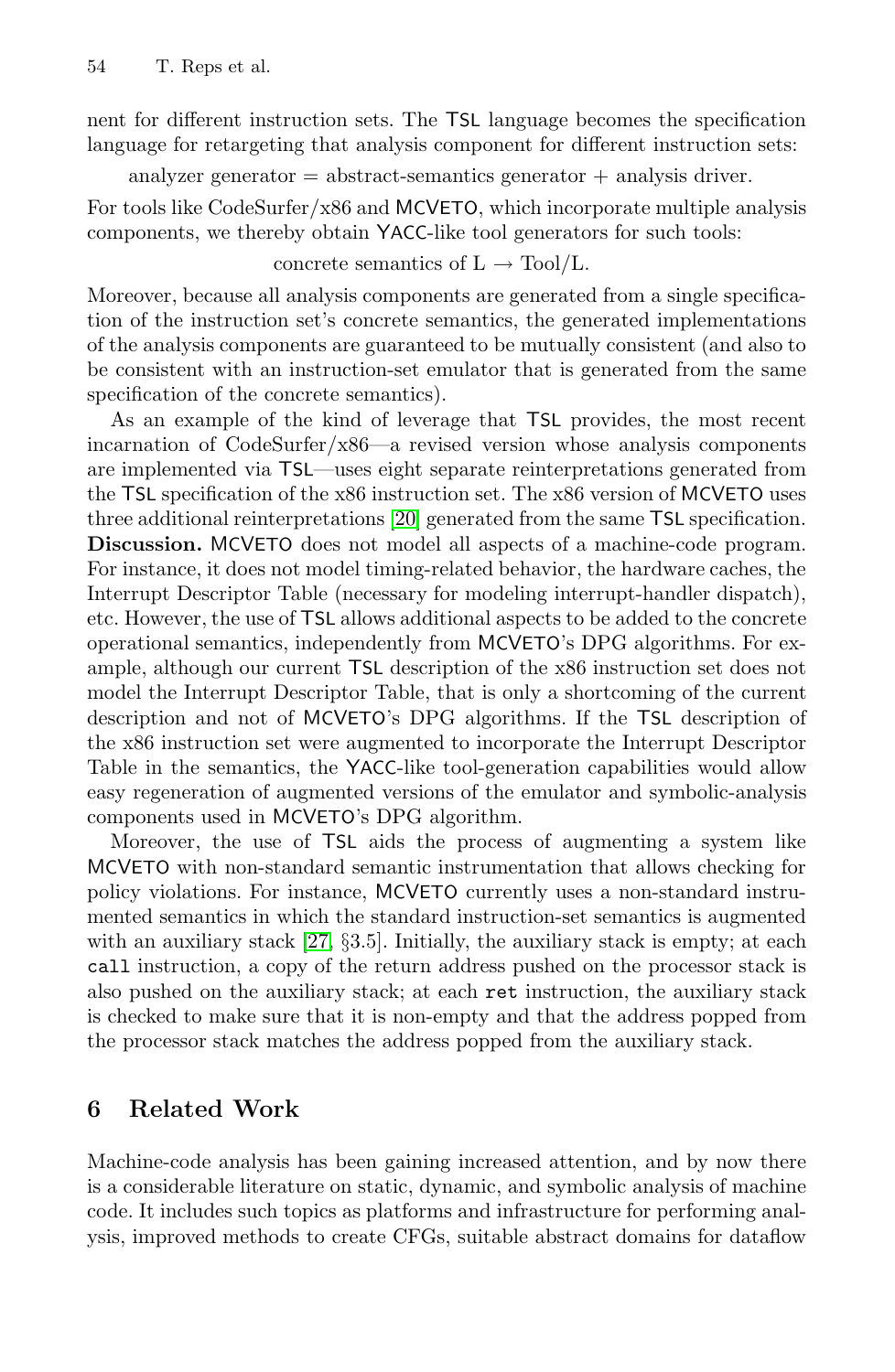nent for different instruction sets. The TSL language becomes the specification language for retargeting that analysis component for different instruction sets:

analyzer generator = abstract-semantics generator + analysis driver.

For tools like CodeSurfer/x86 and MCVETO, which incorporate multiple analysis components, we thereby obtain YACC-like tool generators for such tools:

concrete semantics of L $\rightarrow$ Tool/L.

Moreover, because all analysis components are generated from a single specification of the instruction set's concrete semantics, the generated implementations of the analysis components are guaranteed to be mutually consistent (and also to be consistent with an instruction-set emulator that is generated from the same specification of the concrete semantics).

As an example of the kind of leverage that TSL provides, the most recent incarnation of CodeSurfer/x86—a revised version whose analysis components are implemented via TSL—uses eight separate reinterpretations generated from the TSL specification of the x86 instruction set. The x86 version of MCVETO uses three additional reinterpretations [20] generated from the same TSL specification.

**Discussion.** MCVETO does not model all aspects of a machine-code program. For instance, it does not model timing-related behavior, the hardware caches, the Interrupt Descriptor Table (necessary for modeling interrupt-handler dispatch), etc. However, the use of TSL allows additional aspects to be added to the concrete operational semantics, independently from MCVETO's DPG algorithms. For example, although our current TSL description of the x86 instruction set does not model the Interrupt Descriptor Table, that is only a shortcoming of the current description and not of MCVETO's DPG algorithms. If the TSL description of the x86 instruction set were augmented to incorporate the Interrupt Descriptor Table in the semantics, the YACC-like tool-generation capabilities would allow easy regeneration of augmented versions of the emulator and symbolic-analysis components used in MCVETO's DPG algorithm.

Moreover, the use of TSL aids the process of augmenting a system like MCVETO with non-standard semantic instrumentation that allows checking for policy violations. For instance, MCVETO currently uses a non-standard instrumented semantics in which the standard instruction-set semantics is augmented with an auxiliary stack [27, §3.5]. Initially, the auxiliary stack is empty; at each `call` instruction, a copy of the return address pushed on the processor stack is also pushed on the auxiliary stack; at each `ret` instruction, the auxiliary stack is checked to make sure that it is non-empty and that the address popped from the processor stack matches the address popped from the auxiliary stack.

## 6 Related Work

Machine-code analysis has been gaining increased attention, and by now there is a considerable literature on static, dynamic, and symbolic analysis of machine code. It includes such topics as platforms and infrastructure for performing analysis, improved methods to create CFGs, suitable abstract domains for dataflow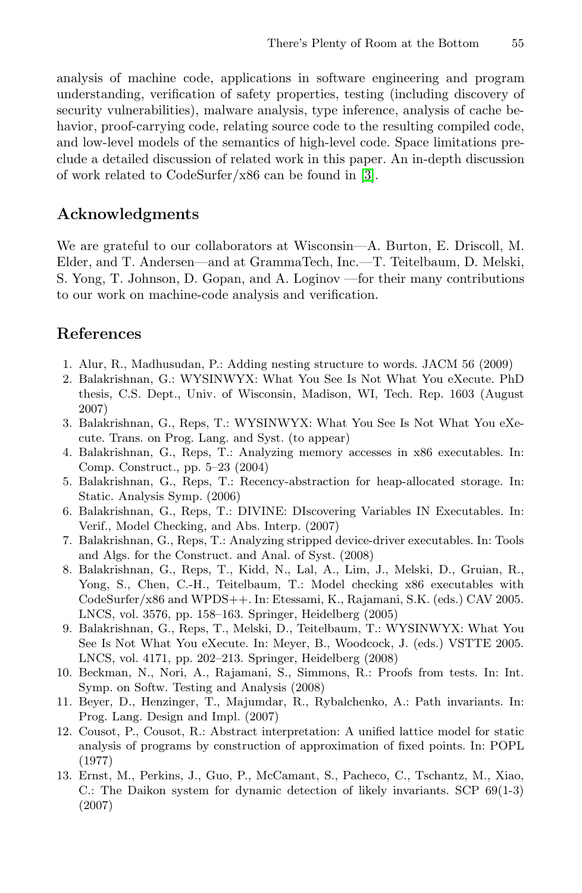analysis of machine code, applications in software engineering and program understanding, verification of safety properties, testing (including discovery of security vulnerabilities), malware analysis, type inference, analysis of cache behavior, proof-carrying code, relating source code to the resulting compiled code, and low-level models of the semantics of high-level code. Space limitations preclude a detailed discussion of related work in this paper. An in-depth discussion of work related to CodeSurfer/x86 can be found in [3].

## Acknowledgments

We are grateful to our collaborators at Wisconsin—A. Burton, E. Driscoll, M. Elder, and T. Andersen—and at GrammaTech, Inc.—T. Teitelbaum, D. Melski, S. Yong, T. Johnson, D. Gopan, and A. Loginov —for their many contributions to our work on machine-code analysis and verification.

## References

1. Alur, R., Madhusudan, P.: Adding nesting structure to words. JACM 56 (2009)
2. Balakrishnan, G.: WYSINWYX: What You See Is Not What You eXecute. PhD thesis, C.S. Dept., Univ. of Wisconsin, Madison, WI, Tech. Rep. 1603 (August 2007)
3. Balakrishnan, G., Reps, T.: WYSINWYX: What You See Is Not What You eXecute. Trans. on Prog. Lang. and Syst. (to appear)
4. Balakrishnan, G., Reps, T.: Analyzing memory accesses in x86 executables. In: Comp. Construct., pp. 5–23 (2004)
5. Balakrishnan, G., Reps, T.: Recency-abstraction for heap-allocated storage. In: Static. Analysis Symp. (2006)
6. Balakrishnan, G., Reps, T.: DIVINE: DIscovering Variables IN Executables. In: Verif., Model Checking, and Abs. Interp. (2007)
7. Balakrishnan, G., Reps, T.: Analyzing stripped device-driver executables. In: Tools and Algs. for the Construct. and Anal. of Syst. (2008)
8. Balakrishnan, G., Reps, T., Kidd, N., Lal, A., Lim, J., Melski, D., Gruian, R., Yong, S., Chen, C.-H., Teitelbaum, T.: Model checking x86 executables with CodeSurfer/x86 and WPDS++. In: Etessami, K., Rajamani, S.K. (eds.) CAV 2005. LNCS, vol. 3576, pp. 158–163. Springer, Heidelberg (2005)
9. Balakrishnan, G., Reps, T., Melski, D., Teitelbaum, T.: WYSINWYX: What You See Is Not What You eXecute. In: Meyer, B., Woodcock, J. (eds.) VSTTE 2005. LNCS, vol. 4171, pp. 202–213. Springer, Heidelberg (2008)
10. Beckman, N., Nori, A., Rajamani, S., Simmons, R.: Proofs from tests. In: Int. Symp. on Softw. Testing and Analysis (2008)
11. Beyer, D., Henzinger, T., Majumdar, R., Rybalchenko, A.: Path invariants. In: Prog. Lang. Design and Impl. (2007)
12. Cousot, P., Cousot, R.: Abstract interpretation: A unified lattice model for static analysis of programs by construction of approximation of fixed points. In: POPL (1977)
13. Ernst, M., Perkins, J., Guo, P., McCamant, S., Pacheco, C., Tschantz, M., Xiao, C.: The Daikon system for dynamic detection of likely invariants. SCP 69(1-3) (2007)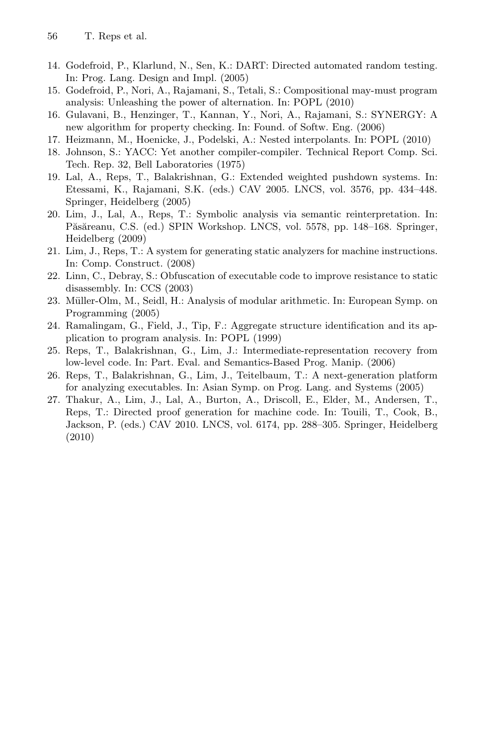14. Godefroid, P., Klarlund, N., Sen, K.: DART: Directed automated random testing. In: Prog. Lang. Design and Impl. (2005)
15. Godefroid, P., Nori, A., Rajamani, S., Tetali, S.: Compositional may-must program analysis: Unleashing the power of alternation. In: POPL (2010)
16. Gulavani, B., Henzinger, T., Kannan, Y., Nori, A., Rajamani, S.: SYNERGY: A new algorithm for property checking. In: Found. of Softw. Eng. (2006)
17. Heizmann, M., Hoenicke, J., Podelski, A.: Nested interpolants. In: POPL (2010)
18. Johnson, S.: YACC: Yet another compiler-compiler. Technical Report Comp. Sci. Tech. Rep. 32, Bell Laboratories (1975)
19. Lal, A., Reps, T., Balakrishnan, G.: Extended weighted pushdown systems. In: Etessami, K., Rajamani, S.K. (eds.) CAV 2005. LNCS, vol. 3576, pp. 434–448. Springer, Heidelberg (2005)
20. Lim, J., Lal, A., Reps, T.: Symbolic analysis via semantic reinterpretation. In: Păsăreanu, C.S. (ed.) SPIN Workshop. LNCS, vol. 5578, pp. 148–168. Springer, Heidelberg (2009)
21. Lim, J., Reps, T.: A system for generating static analyzers for machine instructions. In: Comp. Construct. (2008)
22. Linn, C., Debray, S.: Obfuscation of executable code to improve resistance to static disassembly. In: CCS (2003)
23. Müller-Olm, M., Seidl, H.: Analysis of modular arithmetic. In: European Symp. on Programming (2005)
24. Ramalingam, G., Field, J., Tip, F.: Aggregate structure identification and its application to program analysis. In: POPL (1999)
25. Reps, T., Balakrishnan, G., Lim, J.: Intermediate-representation recovery from low-level code. In: Part. Eval. and Semantics-Based Prog. Manip. (2006)
26. Reps, T., Balakrishnan, G., Lim, J., Teitelbaum, T.: A next-generation platform for analyzing executables. In: Asian Symp. on Prog. Lang. and Systems (2005)
27. Thakur, A., Lim, J., Lal, A., Burton, A., Driscoll, E., Elder, M., Andersen, T., Reps, T.: Directed proof generation for machine code. In: Touili, T., Cook, B., Jackson, P. (eds.) CAV 2010. LNCS, vol. 6174, pp. 288–305. Springer, Heidelberg (2010)